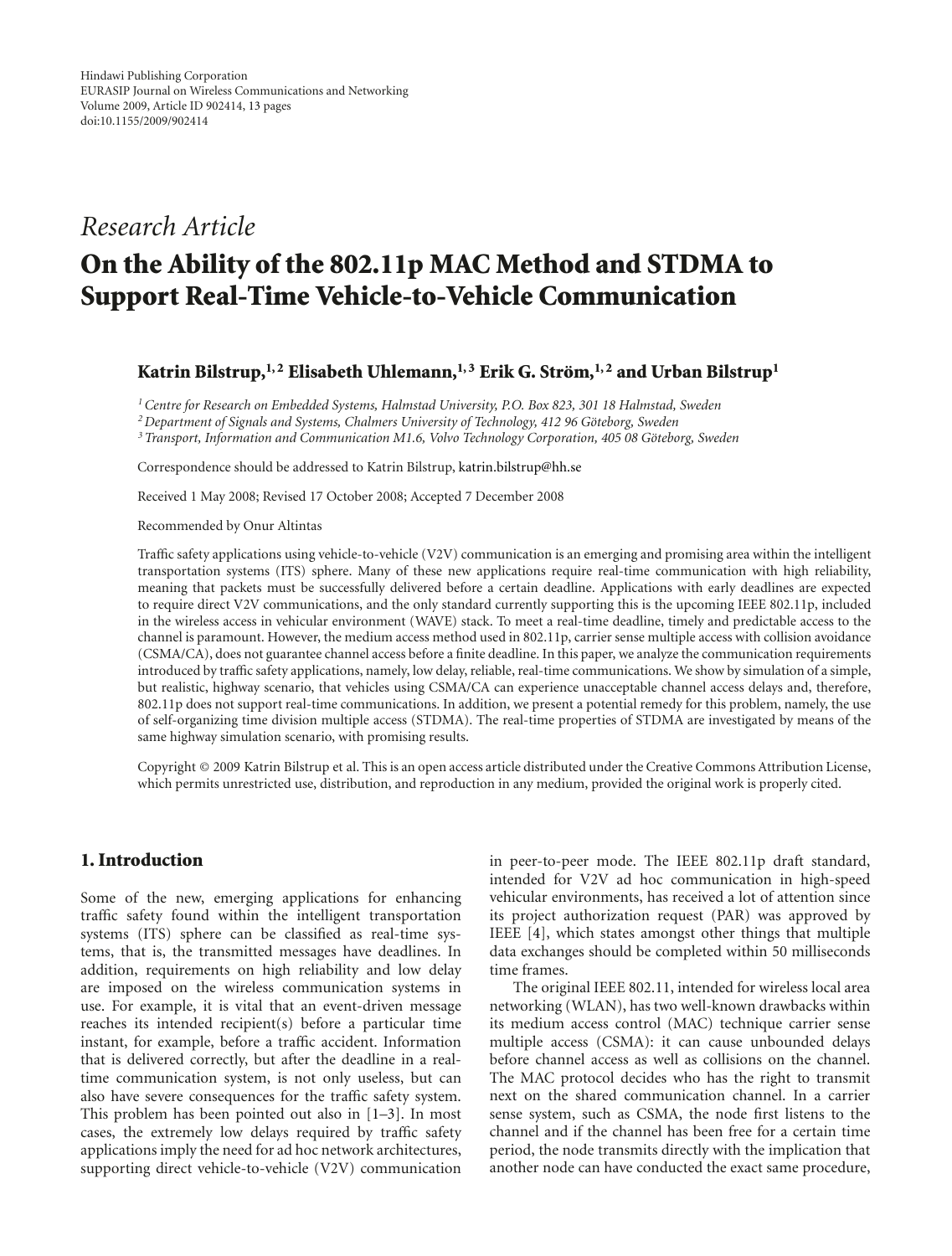Hindawi Publishing Corporation
EURASIP Journal on Wireless Communications and Networking
Volume 2009, Article ID 902414, 13 pages
doi:10.1155/2009/902414

*Research Article*

# On the Ability of the 802.11p MAC Method and STDMA to Support Real-Time Vehicle-to-Vehicle Communication

**Katrin Bilstrup,[1,2] Elisabeth Uhlemann,[1,3] Erik G. Ström,[1,2] and Urban Bilstrup[1]**

[1] *Centre for Research on Embedded Systems, Halmstad University, P.O. Box 823, 301 18 Halmstad, Sweden*
[2] *Department of Signals and Systems, Chalmers University of Technology, 412 96 Göteborg, Sweden*
[3] *Transport, Information and Communication M1.6, Volvo Technology Corporation, 405 08 Göteborg, Sweden*

Correspondence should be addressed to Katrin Bilstrup, katrin.bilstrup@hh.se

Received 1 May 2008; Revised 17 October 2008; Accepted 7 December 2008

Recommended by Onur Altintas

Traffic safety applications using vehicle-to-vehicle (V2V) communication is an emerging and promising area within the intelligent transportation systems (ITS) sphere. Many of these new applications require real-time communication with high reliability, meaning that packets must be successfully delivered before a certain deadline. Applications with early deadlines are expected to require direct V2V communications, and the only standard currently supporting this is the upcoming IEEE 802.11p, included in the wireless access in vehicular environment (WAVE) stack. To meet a real-time deadline, timely and predictable access to the channel is paramount. However, the medium access method used in 802.11p, carrier sense multiple access with collision avoidance (CSMA/CA), does not guarantee channel access before a finite deadline. In this paper, we analyze the communication requirements introduced by traffic safety applications, namely, low delay, reliable, real-time communications. We show by simulation of a simple, but realistic, highway scenario, that vehicles using CSMA/CA can experience unacceptable channel access delays and, therefore, 802.11p does not support real-time communications. In addition, we present a potential remedy for this problem, namely, the use of self-organizing time division multiple access (STDMA). The real-time properties of STDMA are investigated by means of the same highway simulation scenario, with promising results.

Copyright © 2009 Katrin Bilstrup et al. This is an open access article distributed under the Creative Commons Attribution License, which permits unrestricted use, distribution, and reproduction in any medium, provided the original work is properly cited.

## 1. Introduction

Some of the new, emerging applications for enhancing traffic safety found within the intelligent transportation systems (ITS) sphere can be classified as real-time systems, that is, the transmitted messages have deadlines. In addition, requirements on high reliability and low delay are imposed on the wireless communication systems in use. For example, it is vital that an event-driven message reaches its intended recipient(s) before a particular time instant, for example, before a traffic accident. Information that is delivered correctly, but after the deadline in a real-time communication system, is not only useless, but can also have severe consequences for the traffic safety system. This problem has been pointed out also in [1–3]. In most cases, the extremely low delays required by traffic safety applications imply the need for ad hoc network architectures, supporting direct vehicle-to-vehicle (V2V) communication in peer-to-peer mode. The IEEE 802.11p draft standard, intended for V2V ad hoc communication in high-speed vehicular environments, has received a lot of attention since its project authorization request (PAR) was approved by IEEE [4], which states amongst other things that multiple data exchanges should be completed within 50 milliseconds time frames.

The original IEEE 802.11, intended for wireless local area networking (WLAN), has two well-known drawbacks within its medium access control (MAC) technique carrier sense multiple access (CSMA): it can cause unbounded delays before channel access as well as collisions on the channel. The MAC protocol decides who has the right to transmit next on the shared communication channel. In a carrier sense system, such as CSMA, the node first listens to the channel and if the channel has been free for a certain time period, the node transmits directly with the implication that another node can have conducted the exact same procedure,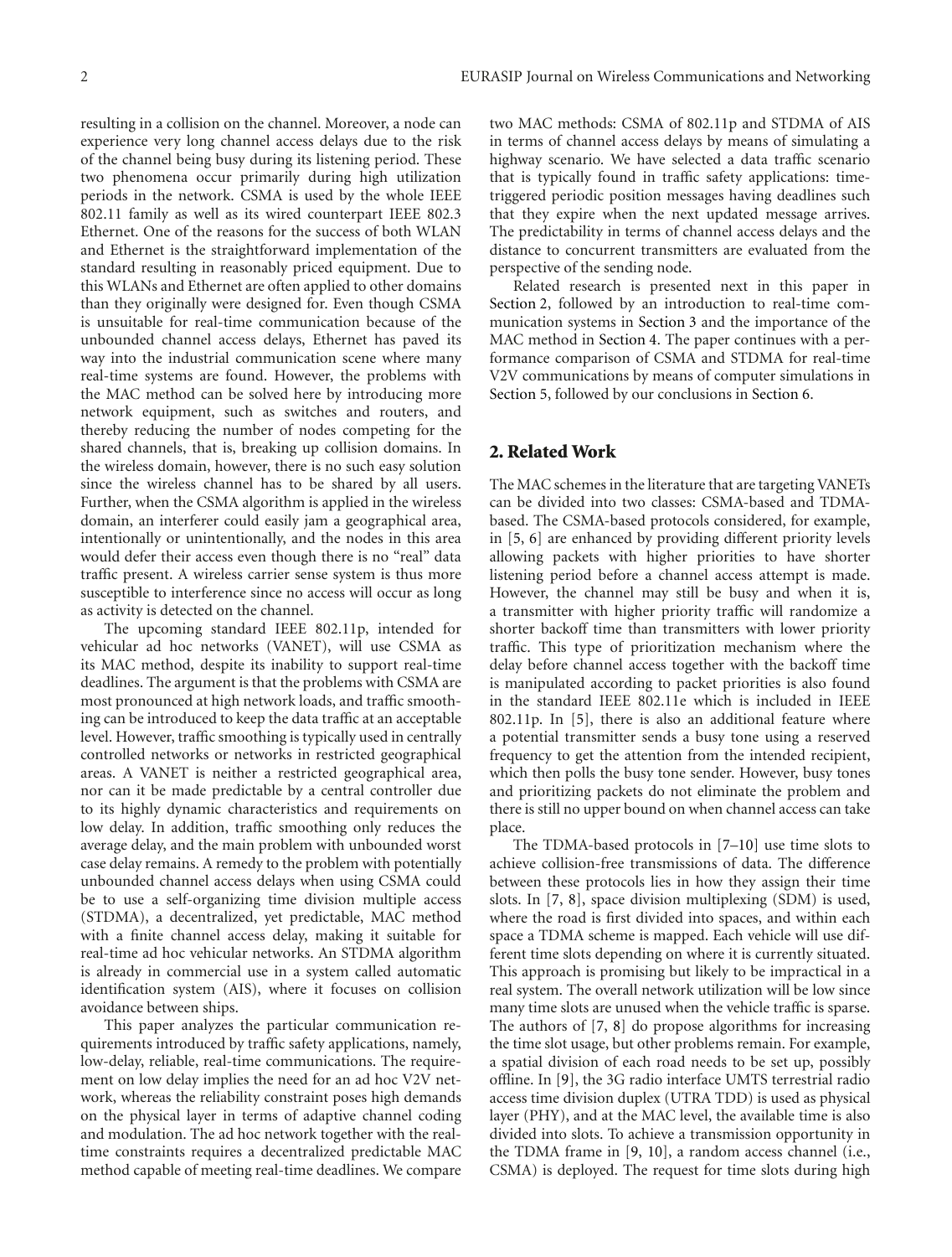resulting in a collision on the channel. Moreover, a node can experience very long channel access delays due to the risk of the channel being busy during its listening period. These two phenomena occur primarily during high utilization periods in the network. CSMA is used by the whole IEEE 802.11 family as well as its wired counterpart IEEE 802.3 Ethernet. One of the reasons for the success of both WLAN and Ethernet is the straightforward implementation of the standard resulting in reasonably priced equipment. Due to this WLANs and Ethernet are often applied to other domains than they originally were designed for. Even though CSMA is unsuitable for real-time communication because of the unbounded channel access delays, Ethernet has paved its way into the industrial communication scene where many real-time systems are found. However, the problems with the MAC method can be solved here by introducing more network equipment, such as switches and routers, and thereby reducing the number of nodes competing for the shared channels, that is, breaking up collision domains. In the wireless domain, however, there is no such easy solution since the wireless channel has to be shared by all users. Further, when the CSMA algorithm is applied in the wireless domain, an interferer could easily jam a geographical area, intentionally or unintentionally, and the nodes in this area would defer their access even though there is no "real" data traffic present. A wireless carrier sense system is thus more susceptible to interference since no access will occur as long as activity is detected on the channel.

The upcoming standard IEEE 802.11p, intended for vehicular ad hoc networks (VANET), will use CSMA as its MAC method, despite its inability to support real-time deadlines. The argument is that the problems with CSMA are most pronounced at high network loads, and traffic smoothing can be introduced to keep the data traffic at an acceptable level. However, traffic smoothing is typically used in centrally controlled networks or networks in restricted geographical areas. A VANET is neither a restricted geographical area, nor can it be made predictable by a central controller due to its highly dynamic characteristics and requirements on low delay. In addition, traffic smoothing only reduces the average delay, and the main problem with unbounded worst case delay remains. A remedy to the problem with potentially unbounded channel access delays when using CSMA could be to use a self-organizing time division multiple access (STDMA), a decentralized, yet predictable, MAC method with a finite channel access delay, making it suitable for real-time ad hoc vehicular networks. An STDMA algorithm is already in commercial use in a system called automatic identification system (AIS), where it focuses on collision avoidance between ships.

This paper analyzes the particular communication requirements introduced by traffic safety applications, namely, low-delay, reliable, real-time communications. The requirement on low delay implies the need for an ad hoc V2V network, whereas the reliability constraint poses high demands on the physical layer in terms of adaptive channel coding and modulation. The ad hoc network together with the real-time constraints requires a decentralized predictable MAC method capable of meeting real-time deadlines. We compare two MAC methods: CSMA of 802.11p and STDMA of AIS in terms of channel access delays by means of simulating a highway scenario. We have selected a data traffic scenario that is typically found in traffic safety applications: time-triggered periodic position messages having deadlines such that they expire when the next updated message arrives. The predictability in terms of channel access delays and the distance to concurrent transmitters are evaluated from the perspective of the sending node.

Related research is presented next in this paper in Section 2, followed by an introduction to real-time communication systems in Section 3 and the importance of the MAC method in Section 4. The paper continues with a performance comparison of CSMA and STDMA for real-time V2V communications by means of computer simulations in Section 5, followed by our conclusions in Section 6.

## 2. Related Work

The MAC schemes in the literature that are targeting VANETs can be divided into two classes: CSMA-based and TDMA-based. The CSMA-based protocols considered, for example, in [5, 6] are enhanced by providing different priority levels allowing packets with higher priorities to have shorter listening period before a channel access attempt is made. However, the channel may still be busy and when it is, a transmitter with higher priority traffic will randomize a shorter backoff time than transmitters with lower priority traffic. This type of prioritization mechanism where the delay before channel access together with the backoff time is manipulated according to packet priorities is also found in the standard IEEE 802.11e which is included in IEEE 802.11p. In [5], there is also an additional feature where a potential transmitter sends a busy tone using a reserved frequency to get the attention from the intended recipient, which then polls the busy tone sender. However, busy tones and prioritizing packets do not eliminate the problem and there is still no upper bound on when channel access can take place.

The TDMA-based protocols in [7–10] use time slots to achieve collision-free transmissions of data. The difference between these protocols lies in how they assign their time slots. In [7, 8], space division multiplexing (SDM) is used, where the road is first divided into spaces, and within each space a TDMA scheme is mapped. Each vehicle will use different time slots depending on where it is currently situated. This approach is promising but likely to be impractical in a real system. The overall network utilization will be low since many time slots are unused when the vehicle traffic is sparse. The authors of [7, 8] do propose algorithms for increasing the time slot usage, but other problems remain. For example, a spatial division of each road needs to be set up, possibly offline. In [9], the 3G radio interface UMTS terrestrial radio access time division duplex (UTRA TDD) is used as physical layer (PHY), and at the MAC level, the available time is also divided into slots. To achieve a transmission opportunity in the TDMA frame in [9, 10], a random access channel (i.e., CSMA) is deployed. The request for time slots during high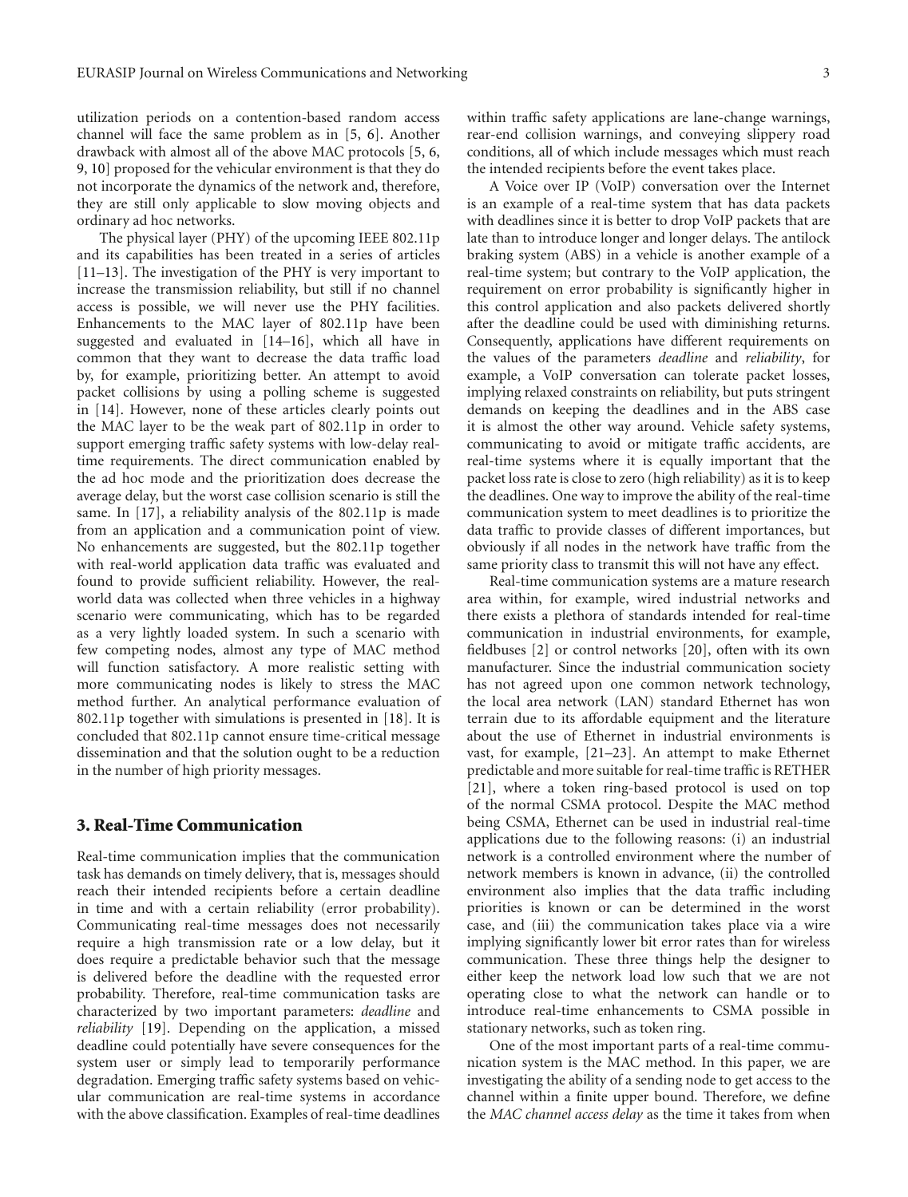utilization periods on a contention-based random access channel will face the same problem as in [5, 6]. Another drawback with almost all of the above MAC protocols [5, 6, 9, 10] proposed for the vehicular environment is that they do not incorporate the dynamics of the network and, therefore, they are still only applicable to slow moving objects and ordinary ad hoc networks.

The physical layer (PHY) of the upcoming IEEE 802.11p and its capabilities has been treated in a series of articles [11–13]. The investigation of the PHY is very important to increase the transmission reliability, but still if no channel access is possible, we will never use the PHY facilities. Enhancements to the MAC layer of 802.11p have been suggested and evaluated in [14–16], which all have in common that they want to decrease the data traffic load by, for example, prioritizing better. An attempt to avoid packet collisions by using a polling scheme is suggested in [14]. However, none of these articles clearly points out the MAC layer to be the weak part of 802.11p in order to support emerging traffic safety systems with low-delay real-time requirements. The direct communication enabled by the ad hoc mode and the prioritization does decrease the average delay, but the worst case collision scenario is still the same. In [17], a reliability analysis of the 802.11p is made from an application and a communication point of view. No enhancements are suggested, but the 802.11p together with real-world application data traffic was evaluated and found to provide sufficient reliability. However, the real-world data was collected when three vehicles in a highway scenario were communicating, which has to be regarded as a very lightly loaded system. In such a scenario with few competing nodes, almost any type of MAC method will function satisfactory. A more realistic setting with more communicating nodes is likely to stress the MAC method further. An analytical performance evaluation of 802.11p together with simulations is presented in [18]. It is concluded that 802.11p cannot ensure time-critical message dissemination and that the solution ought to be a reduction in the number of high priority messages.

## 3. Real-Time Communication

Real-time communication implies that the communication task has demands on timely delivery, that is, messages should reach their intended recipients before a certain deadline in time and with a certain reliability (error probability). Communicating real-time messages does not necessarily require a high transmission rate or a low delay, but it does require a predictable behavior such that the message is delivered before the deadline with the requested error probability. Therefore, real-time communication tasks are characterized by two important parameters: *deadline* and *reliability* [19]. Depending on the application, a missed deadline could potentially have severe consequences for the system user or simply lead to temporarily performance degradation. Emerging traffic safety systems based on vehicular communication are real-time systems in accordance with the above classification. Examples of real-time deadlines within traffic safety applications are lane-change warnings, rear-end collision warnings, and conveying slippery road conditions, all of which include messages which must reach the intended recipients before the event takes place.

A Voice over IP (VoIP) conversation over the Internet is an example of a real-time system that has data packets with deadlines since it is better to drop VoIP packets that are late than to introduce longer and longer delays. The antilock braking system (ABS) in a vehicle is another example of a real-time system; but contrary to the VoIP application, the requirement on error probability is significantly higher in this control application and also packets delivered shortly after the deadline could be used with diminishing returns. Consequently, applications have different requirements on the values of the parameters *deadline* and *reliability*, for example, a VoIP conversation can tolerate packet losses, implying relaxed constraints on reliability, but puts stringent demands on keeping the deadlines and in the ABS case it is almost the other way around. Vehicle safety systems, communicating to avoid or mitigate traffic accidents, are real-time systems where it is equally important that the packet loss rate is close to zero (high reliability) as it is to keep the deadlines. One way to improve the ability of the real-time communication system to meet deadlines is to prioritize the data traffic to provide classes of different importances, but obviously if all nodes in the network have traffic from the same priority class to transmit this will not have any effect.

Real-time communication systems are a mature research area within, for example, wired industrial networks and there exists a plethora of standards intended for real-time communication in industrial environments, for example, fieldbuses [2] or control networks [20], often with its own manufacturer. Since the industrial communication society has not agreed upon one common network technology, the local area network (LAN) standard Ethernet has won terrain due to its affordable equipment and the literature about the use of Ethernet in industrial environments is vast, for example, [21–23]. An attempt to make Ethernet predictable and more suitable for real-time traffic is RETHER [21], where a token ring-based protocol is used on top of the normal CSMA protocol. Despite the MAC method being CSMA, Ethernet can be used in industrial real-time applications due to the following reasons: (i) an industrial network is a controlled environment where the number of network members is known in advance, (ii) the controlled environment also implies that the data traffic including priorities is known or can be determined in the worst case, and (iii) the communication takes place via a wire implying significantly lower bit error rates than for wireless communication. These three things help the designer to either keep the network load low such that we are not operating close to what the network can handle or to introduce real-time enhancements to CSMA possible in stationary networks, such as token ring.

One of the most important parts of a real-time communication system is the MAC method. In this paper, we are investigating the ability of a sending node to get access to the channel within a finite upper bound. Therefore, we define the *MAC channel access delay* as the time it takes from when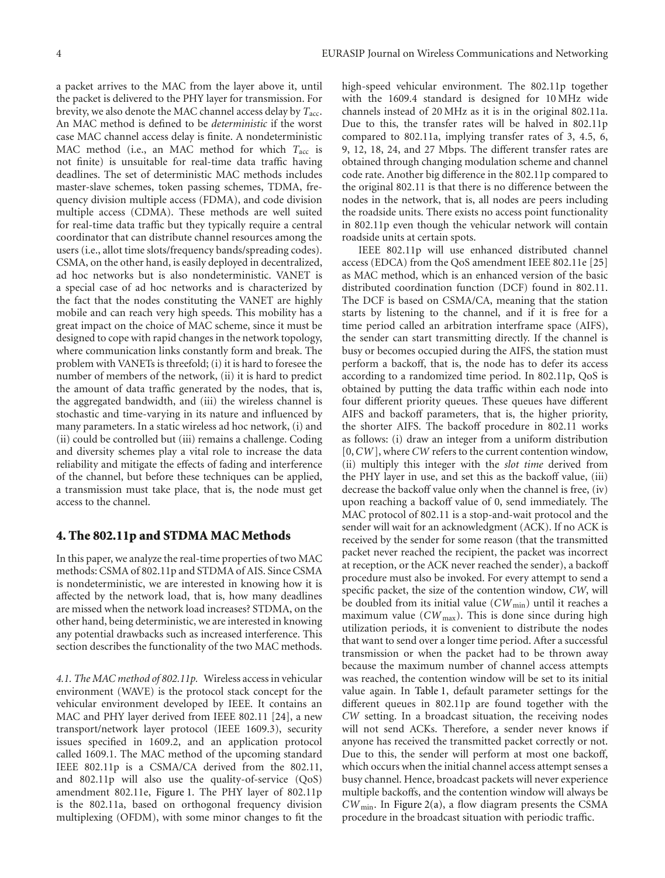a packet arrives to the MAC from the layer above it, until the packet is delivered to the PHY layer for transmission. For brevity, we also denote the MAC channel access delay by $T_{\text{acc}}$. An MAC method is defined to be *deterministic* if the worst case MAC channel access delay is finite. A nondeterministic MAC method (i.e., an MAC method for which $T_{\text{acc}}$ is not finite) is unsuitable for real-time data traffic having deadlines. The set of deterministic MAC methods includes master-slave schemes, token passing schemes, TDMA, frequency division multiple access (FDMA), and code division multiple access (CDMA). These methods are well suited for real-time data traffic but they typically require a central coordinator that can distribute channel resources among the users (i.e., allot time slots/frequency bands/spreading codes). CSMA, on the other hand, is easily deployed in decentralized, ad hoc networks but is also nondeterministic. VANET is a special case of ad hoc networks and is characterized by the fact that the nodes constituting the VANET are highly mobile and can reach very high speeds. This mobility has a great impact on the choice of MAC scheme, since it must be designed to cope with rapid changes in the network topology, where communication links constantly form and break. The problem with VANETs is threefold; (i) it is hard to foresee the number of members of the network, (ii) it is hard to predict the amount of data traffic generated by the nodes, that is, the aggregated bandwidth, and (iii) the wireless channel is stochastic and time-varying in its nature and influenced by many parameters. In a static wireless ad hoc network, (i) and (ii) could be controlled but (iii) remains a challenge. Coding and diversity schemes play a vital role to increase the data reliability and mitigate the effects of fading and interference of the channel, but before these techniques can be applied, a transmission must take place, that is, the node must get access to the channel.

## 4. The 802.11p and STDMA MAC Methods

In this paper, we analyze the real-time properties of two MAC methods: CSMA of 802.11p and STDMA of AIS. Since CSMA is nondeterministic, we are interested in knowing how it is affected by the network load, that is, how many deadlines are missed when the network load increases? STDMA, on the other hand, being deterministic, we are interested in knowing any potential drawbacks such as increased interference. This section describes the functionality of the two MAC methods.

*4.1. The MAC method of 802.11p.* Wireless access in vehicular environment (WAVE) is the protocol stack concept for the vehicular environment developed by IEEE. It contains an MAC and PHY layer derived from IEEE 802.11 [24], a new transport/network layer protocol (IEEE 1609.3), security issues specified in 1609.2, and an application protocol called 1609.1. The MAC method of the upcoming standard IEEE 802.11p is a CSMA/CA derived from the 802.11, and 802.11p will also use the quality-of-service (QoS) amendment 802.11e, Figure 1. The PHY layer of 802.11p is the 802.11a, based on orthogonal frequency division multiplexing (OFDM), with some minor changes to fit the high-speed vehicular environment. The 802.11p together with the 1609.4 standard is designed for 10 MHz wide channels instead of 20 MHz as it is in the original 802.11a. Due to this, the transfer rates will be halved in 802.11p compared to 802.11a, implying transfer rates of 3, 4.5, 6, 9, 12, 18, 24, and 27 Mbps. The different transfer rates are obtained through changing modulation scheme and channel code rate. Another big difference in the 802.11p compared to the original 802.11 is that there is no difference between the nodes in the network, that is, all nodes are peers including the roadside units. There exists no access point functionality in 802.11p even though the vehicular network will contain roadside units at certain spots.

IEEE 802.11p will use enhanced distributed channel access (EDCA) from the QoS amendment IEEE 802.11e [25] as MAC method, which is an enhanced version of the basic distributed coordination function (DCF) found in 802.11. The DCF is based on CSMA/CA, meaning that the station starts by listening to the channel, and if it is free for a time period called an arbitration interframe space (AIFS), the sender can start transmitting directly. If the channel is busy or becomes occupied during the AIFS, the station must perform a backoff, that is, the node has to defer its access according to a randomized time period. In 802.11p, QoS is obtained by putting the data traffic within each node into four different priority queues. These queues have different AIFS and backoff parameters, that is, the higher priority, the shorter AIFS. The backoff procedure in 802.11 works as follows: (i) draw an integer from a uniform distribution $[0, CW]$, where $CW$ refers to the current contention window, (ii) multiply this integer with the *slot time* derived from the PHY layer in use, and set this as the backoff value, (iii) decrease the backoff value only when the channel is free, (iv) upon reaching a backoff value of 0, send immediately. The MAC protocol of 802.11 is a stop-and-wait protocol and the sender will wait for an acknowledgment (ACK). If no ACK is received by the sender for some reason (that the transmitted packet never reached the recipient, the packet was incorrect at reception, or the ACK never reached the sender), a backoff procedure must also be invoked. For every attempt to send a specific packet, the size of the contention window, $CW$, will be doubled from its initial value ($CW_{\min}$) until it reaches a maximum value ($CW_{\max}$). This is done since during high utilization periods, it is convenient to distribute the nodes that want to send over a longer time period. After a successful transmission or when the packet had to be thrown away because the maximum number of channel access attempts was reached, the contention window will be set to its initial value again. In Table 1, default parameter settings for the different queues in 802.11p are found together with the $CW$ setting. In a broadcast situation, the receiving nodes will not send ACKs. Therefore, a sender never knows if anyone has received the transmitted packet correctly or not. Due to this, the sender will perform at most one backoff, which occurs when the initial channel access attempt senses a busy channel. Hence, broadcast packets will never experience multiple backoffs, and the contention window will always be $CW_{\min}$. In Figure 2(a), a flow diagram presents the CSMA procedure in the broadcast situation with periodic traffic.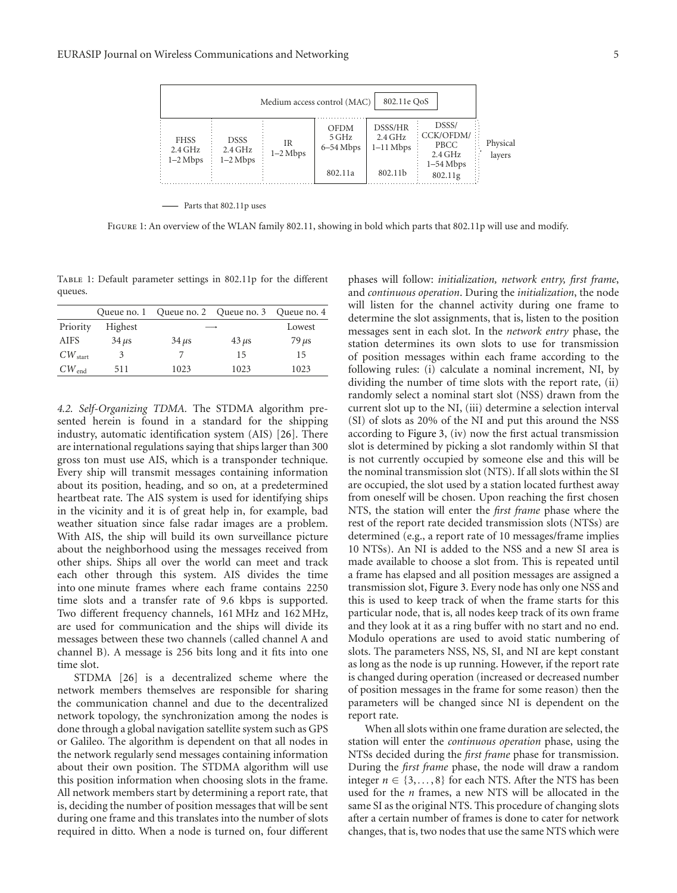Medium access control (MAC)

802.11e QoS

FHSS
2.4 GHz
1–2 Mbps

DSSS
2.4 GHz
1–2 Mbps

IR
1–2 Mbps

OFDM
5 GHz
6–54 Mbps
802.11a

DSSS/HR
2.4 GHz
1–11 Mbps
802.11b

DSSS/
CCK/OFDM/
PBCC
2.4 GHz
1–54 Mbps
802.11g

Physical layers

— Parts that 802.11p uses

Figure 1: An overview of the WLAN family 802.11, showing in bold which parts that 802.11p will use and modify.

Table 1: Default parameter settings in 802.11p for the different queues.

| | Queue no. 1 | Queue no. 2 | Queue no. 3 | Queue no. 4 |
|---|---|---|---|---|
| Priority | Highest | → | | Lowest |
| AIFS | 34 $\mu$s | 34 $\mu$s | 43 $\mu$s | 79 $\mu$s |
| $CW_{\text{start}}$ | 3 | 7 | 15 | 15 |
| $CW_{\text{end}}$ | 511 | 1023 | 1023 | 1023 |

### 4.2. Self-Organizing TDMA.

The STDMA algorithm presented herein is found in a standard for the shipping industry, automatic identification system (AIS) [26]. There are international regulations saying that ships larger than 300 gross ton must use AIS, which is a transponder technique. Every ship will transmit messages containing information about its position, heading, and so on, at a predetermined heartbeat rate. The AIS system is used for identifying ships in the vicinity and it is of great help in, for example, bad weather situation since false radar images are a problem. With AIS, the ship will build its own surveillance picture about the neighborhood using the messages received from other ships. Ships all over the world can meet and track each other through this system. AIS divides the time into one minute frames where each frame contains 2250 time slots and a transfer rate of 9.6 kbps is supported. Two different frequency channels, 161 MHz and 162 MHz, are used for communication and the ships will divide its messages between these two channels (called channel A and channel B). A message is 256 bits long and it fits into one time slot.

STDMA [26] is a decentralized scheme where the network members themselves are responsible for sharing the communication channel and due to the decentralized network topology, the synchronization among the nodes is done through a global navigation satellite system such as GPS or Galileo. The algorithm is dependent on that all nodes in the network regularly send messages containing information about their own position. The STDMA algorithm will use this position information when choosing slots in the frame. All network members start by determining a report rate, that is, deciding the number of position messages that will be sent during one frame and this translates into the number of slots required in ditto. When a node is turned on, four different phases will follow: *initialization, network entry, first frame*, and *continuous operation*. During the *initialization*, the node will listen for the channel activity during one frame to determine the slot assignments, that is, listen to the position messages sent in each slot. In the *network entry* phase, the station determines its own slots to use for transmission of position messages within each frame according to the following rules: (i) calculate a nominal increment, NI, by dividing the number of time slots with the report rate, (ii) randomly select a nominal start slot (NSS) drawn from the current slot up to the NI, (iii) determine a selection interval (SI) of slots as 20% of the NI and put this around the NSS according to Figure 3, (iv) now the first actual transmission slot is determined by picking a slot randomly within SI that is not currently occupied by someone else and this will be the nominal transmission slot (NTS). If all slots within the SI are occupied, the slot used by a station located furthest away from oneself will be chosen. Upon reaching the first chosen NTS, the station will enter the *first frame* phase where the rest of the report rate decided transmission slots (NTSs) are determined (e.g., a report rate of 10 messages/frame implies 10 NTSs). An NI is added to the NSS and a new SI area is made available to choose a slot from. This is repeated until a frame has elapsed and all position messages are assigned a transmission slot, Figure 3. Every node has only one NSS and this is used to keep track of when the frame starts for this particular node, that is, all nodes keep track of its own frame and they look at it as a ring buffer with no start and no end. Modulo operations are used to avoid static numbering of slots. The parameters NSS, NS, SI, and NI are kept constant as long as the node is up running. However, if the report rate is changed during operation (increased or decreased number of position messages in the frame for some reason) then the parameters will be changed since NI is dependent on the report rate.

When all slots within one frame duration are selected, the station will enter the *continuous operation* phase, using the NTSs decided during the *first frame* phase for transmission. During the *first frame* phase, the node will draw a random integer $n \in \{3, \ldots, 8\}$ for each NTS. After the NTS has been used for the $n$ frames, a new NTS will be allocated in the same SI as the original NTS. This procedure of changing slots after a certain number of frames is done to cater for network changes, that is, two nodes that use the same NTS which were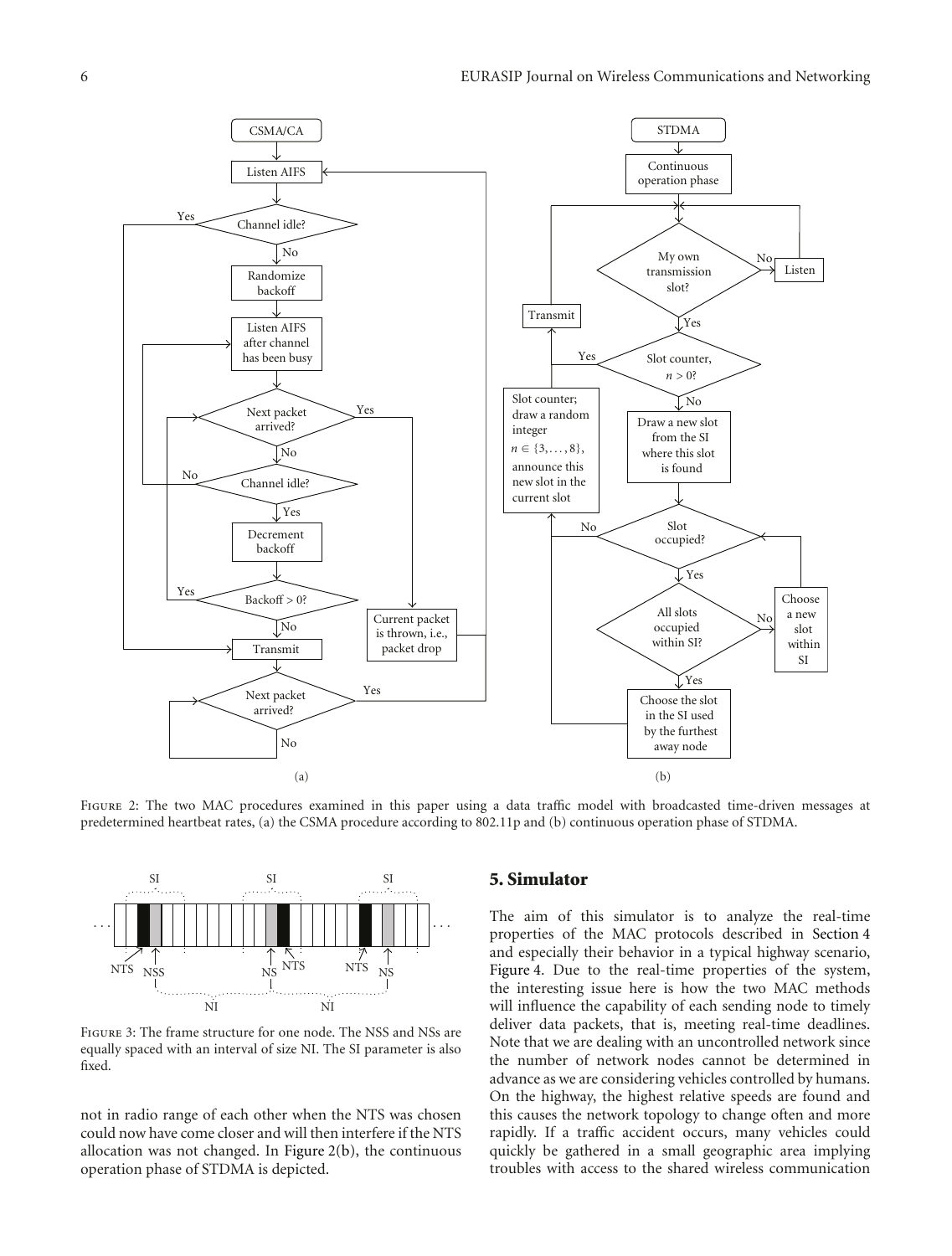CSMA/CA

Listen AIFS

Channel idle?

Yes

No

Randomize backoff

Listen AIFS after channel has been busy

Next packet arrived?

Yes

No

Channel idle?

No

Yes

Decrement backoff

Backoff > 0?

Yes

No

Transmit

Current packet is thrown, i.e., packet drop

Next packet arrived?

Yes

No

(a)

STDMA

Continuous operation phase

My own transmission slot?

No

Listen

Yes

Transmit

Slot counter, $n > 0$?

Yes

No

Slot counter; draw a random integer $n \in \{3, \ldots, 8\}$, announce this new slot in the current slot

Draw a new slot from the SI where this slot is found

Slot occupied?

No

Yes

All slots occupied within SI?

No

Choose a new slot within SI

Yes

Choose the slot in the SI used by the furthest away node

(b)

Figure 2: The two MAC procedures examined in this paper using a data traffic model with broadcasted time-driven messages at predetermined heartbeat rates, (a) the CSMA procedure according to 802.11p and (b) continuous operation phase of STDMA.

SI SI SI

NTS NSS NS NTS NTS NS

NI NI

Figure 3: The frame structure for one node. The NSS and NSs are equally spaced with an interval of size NI. The SI parameter is also fixed.

not in radio range of each other when the NTS was chosen could now have come closer and will then interfere if the NTS allocation was not changed. In Figure 2(b), the continuous operation phase of STDMA is depicted.

## 5. Simulator

The aim of this simulator is to analyze the real-time properties of the MAC protocols described in Section 4 and especially their behavior in a typical highway scenario, Figure 4. Due to the real-time properties of the system, the interesting issue here is how the two MAC methods will influence the capability of each sending node to timely deliver data packets, that is, meeting real-time deadlines. Note that we are dealing with an uncontrolled network since the number of network nodes cannot be determined in advance as we are considering vehicles controlled by humans. On the highway, the highest relative speeds are found and this causes the network topology to change often and more rapidly. If a traffic accident occurs, many vehicles could quickly be gathered in a small geographic area implying troubles with access to the shared wireless communication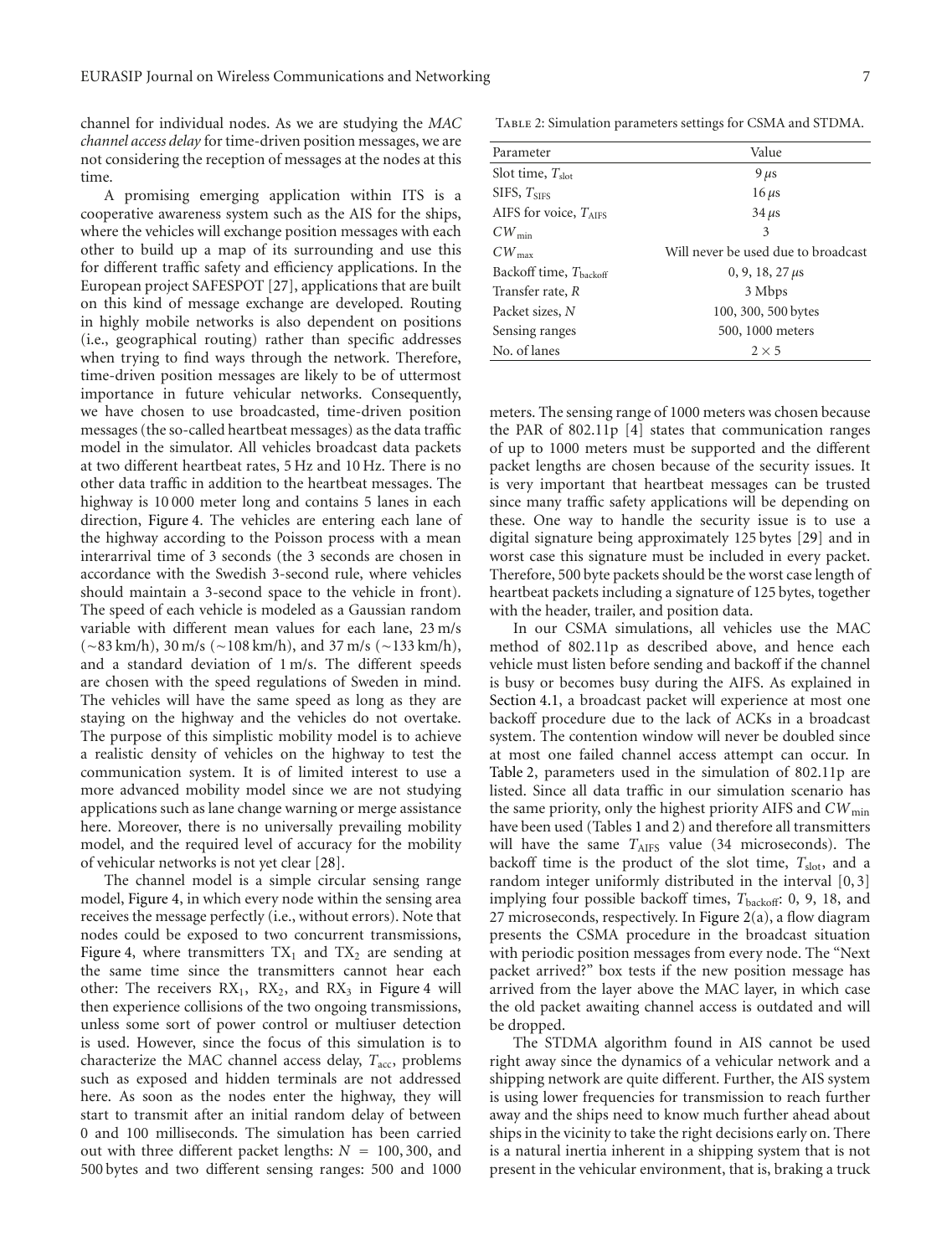channel for individual nodes. As we are studying the *MAC channel access delay* for time-driven position messages, we are not considering the reception of messages at the nodes at this time.

A promising emerging application within ITS is a cooperative awareness system such as the AIS for the ships, where the vehicles will exchange position messages with each other to build up a map of its surrounding and use this for different traffic safety and efficiency applications. In the European project SAFESPOT [27], applications that are built on this kind of message exchange are developed. Routing in highly mobile networks is also dependent on positions (i.e., geographical routing) rather than specific addresses when trying to find ways through the network. Therefore, time-driven position messages are likely to be of uttermost importance in future vehicular networks. Consequently, we have chosen to use broadcasted, time-driven position messages (the so-called heartbeat messages) as the data traffic model in the simulator. All vehicles broadcast data packets at two different heartbeat rates, 5 Hz and 10 Hz. There is no other data traffic in addition to the heartbeat messages. The highway is 10 000 meter long and contains 5 lanes in each direction, Figure 4. The vehicles are entering each lane of the highway according to the Poisson process with a mean interarrival time of 3 seconds (the 3 seconds are chosen in accordance with the Swedish 3-second rule, where vehicles should maintain a 3-second space to the vehicle in front). The speed of each vehicle is modeled as a Gaussian random variable with different mean values for each lane, 23 m/s (∼83 km/h), 30 m/s (∼108 km/h), and 37 m/s (∼133 km/h), and a standard deviation of 1 m/s. The different speeds are chosen with the speed regulations of Sweden in mind. The vehicles will have the same speed as long as they are staying on the highway and the vehicles do not overtake. The purpose of this simplistic mobility model is to achieve a realistic density of vehicles on the highway to test the communication system. It is of limited interest to use a more advanced mobility model since we are not studying applications such as lane change warning or merge assistance here. Moreover, there is no universally prevailing mobility model, and the required level of accuracy for the mobility of vehicular networks is not yet clear [28].

The channel model is a simple circular sensing range model, Figure 4, in which every node within the sensing area receives the message perfectly (i.e., without errors). Note that nodes could be exposed to two concurrent transmissions, Figure 4, where transmitters $TX_1$ and $TX_2$ are sending at the same time since the transmitters cannot hear each other: The receivers $RX_1$, $RX_2$, and $RX_3$ in Figure 4 will then experience collisions of the two ongoing transmissions, unless some sort of power control or multiuser detection is used. However, since the focus of this simulation is to characterize the MAC channel access delay, $T_{\text{acc}}$, problems such as exposed and hidden terminals are not addressed here. As soon as the nodes enter the highway, they will start to transmit after an initial random delay of between 0 and 100 milliseconds. The simulation has been carried out with three different packet lengths: $N = 100, 300$, and 500 bytes and two different sensing ranges: 500 and 1000 meters. The sensing range of 1000 meters was chosen because the PAR of 802.11p [4] states that communication ranges of up to 1000 meters must be supported and the different packet lengths are chosen because of the security issues. It is very important that heartbeat messages can be trusted since many traffic safety applications will be depending on these. One way to handle the security issue is to use a digital signature being approximately 125 bytes [29] and in worst case this signature must be included in every packet. Therefore, 500 byte packets should be the worst case length of heartbeat packets including a signature of 125 bytes, together with the header, trailer, and position data.

Table 2: Simulation parameters settings for CSMA and STDMA.

| Parameter | Value |
|---|---|
| Slot time, $T_{\text{slot}}$ | 9 $\mu$s |
| SIFS, $T_{\text{SIFS}}$ | 16 $\mu$s |
| AIFS for voice, $T_{\text{AIFS}}$ | 34 $\mu$s |
| $CW_{\min}$ | 3 |
| $CW_{\max}$ | Will never be used due to broadcast |
| Backoff time, $T_{\text{backoff}}$ | 0, 9, 18, 27 $\mu$s |
| Transfer rate, $R$ | 3 Mbps |
| Packet sizes, $N$ | 100, 300, 500 bytes |
| Sensing ranges | 500, 1000 meters |
| No. of lanes | $2 \times 5$ |

In our CSMA simulations, all vehicles use the MAC method of 802.11p as described above, and hence each vehicle must listen before sending and backoff if the channel is busy or becomes busy during the AIFS. As explained in Section 4.1, a broadcast packet will experience at most one backoff procedure due to the lack of ACKs in a broadcast system. The contention window will never be doubled since at most one failed channel access attempt can occur. In Table 2, parameters used in the simulation of 802.11p are listed. Since all data traffic in our simulation scenario has the same priority, only the highest priority AIFS and $CW_{\min}$ have been used (Tables 1 and 2) and therefore all transmitters will have the same $T_{\text{AIFS}}$ value (34 microseconds). The backoff time is the product of the slot time, $T_{\text{slot}}$, and a random integer uniformly distributed in the interval $[0, 3]$ implying four possible backoff times, $T_{\text{backoff}}$: 0, 9, 18, and 27 microseconds, respectively. In Figure 2(a), a flow diagram presents the CSMA procedure in the broadcast situation with periodic position messages from every node. The "Next packet arrived?" box tests if the new position message has arrived from the layer above the MAC layer, in which case the old packet awaiting channel access is outdated and will be dropped.

The STDMA algorithm found in AIS cannot be used right away since the dynamics of a vehicular network and a shipping network are quite different. Further, the AIS system is using lower frequencies for transmission to reach further away and the ships need to know much further ahead about ships in the vicinity to take the right decisions early on. There is a natural inertia inherent in a shipping system that is not present in the vehicular environment, that is, braking a truck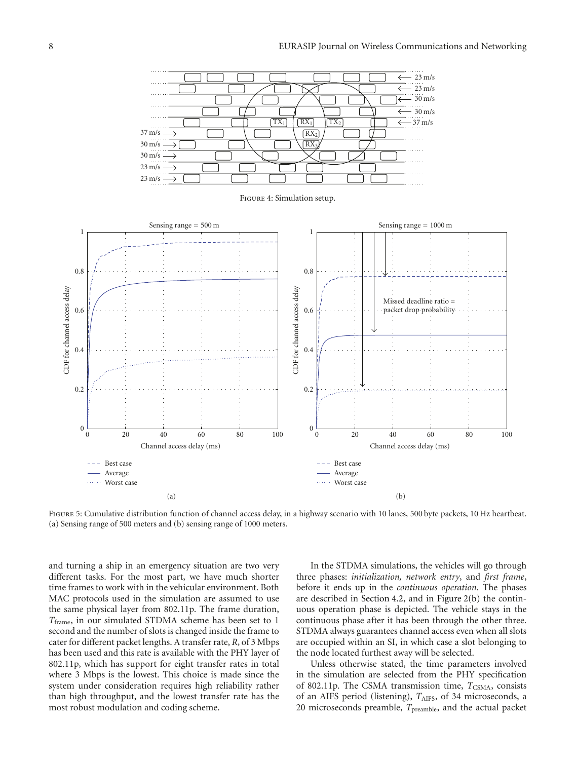23 m/s
23 m/s
30 m/s
30 m/s
37 m/s
37 m/s
30 m/s
30 m/s
23 m/s
23 m/s
$TX_1$ $RX_1$ $TX_2$
$RX_2$
$RX_3$

Figure 4: Simulation setup.

Sensing range = 500 m
CDF for channel access delay
Channel access delay (ms)
0 20 40 60 80 100
0 0.2 0.4 0.6 0.8 1
Best case
Average
Worst case
(a)

Sensing range = 1000 m
Missed deadline ratio = packet drop probability
CDF for channel access delay
Channel access delay (ms)
0 20 40 60 80 100
0 0.2 0.4 0.6 0.8 1
Best case
Average
Worst case
(b)

Figure 5: Cumulative distribution function of channel access delay, in a highway scenario with 10 lanes, 500 byte packets, 10 Hz heartbeat. (a) Sensing range of 500 meters and (b) sensing range of 1000 meters.

and turning a ship in an emergency situation are two very different tasks. For the most part, we have much shorter time frames to work with in the vehicular environment. Both MAC protocols used in the simulation are assumed to use the same physical layer from 802.11p. The frame duration, $T_{\text{frame}}$, in our simulated STDMA scheme has been set to 1 second and the number of slots is changed inside the frame to cater for different packet lengths. A transfer rate, $R$, of 3 Mbps has been used and this rate is available with the PHY layer of 802.11p, which has support for eight transfer rates in total where 3 Mbps is the lowest. This choice is made since the system under consideration requires high reliability rather than high throughput, and the lowest transfer rate has the most robust modulation and coding scheme.

In the STDMA simulations, the vehicles will go through three phases: *initialization, network entry*, and *first frame*, before it ends up in the *continuous operation*. The phases are described in Section 4.2, and in Figure 2(b) the continuous operation phase is depicted. The vehicle stays in the continuous phase after it has been through the other three. STDMA always guarantees channel access even when all slots are occupied within an SI, in which case a slot belonging to the node located furthest away will be selected.

Unless otherwise stated, the time parameters involved in the simulation are selected from the PHY specification of 802.11p. The CSMA transmission time, $T_{\text{CSMA}}$, consists of an AIFS period (listening), $T_{\text{AIFS}}$, of 34 microseconds, a 20 microseconds preamble, $T_{\text{preamble}}$, and the actual packet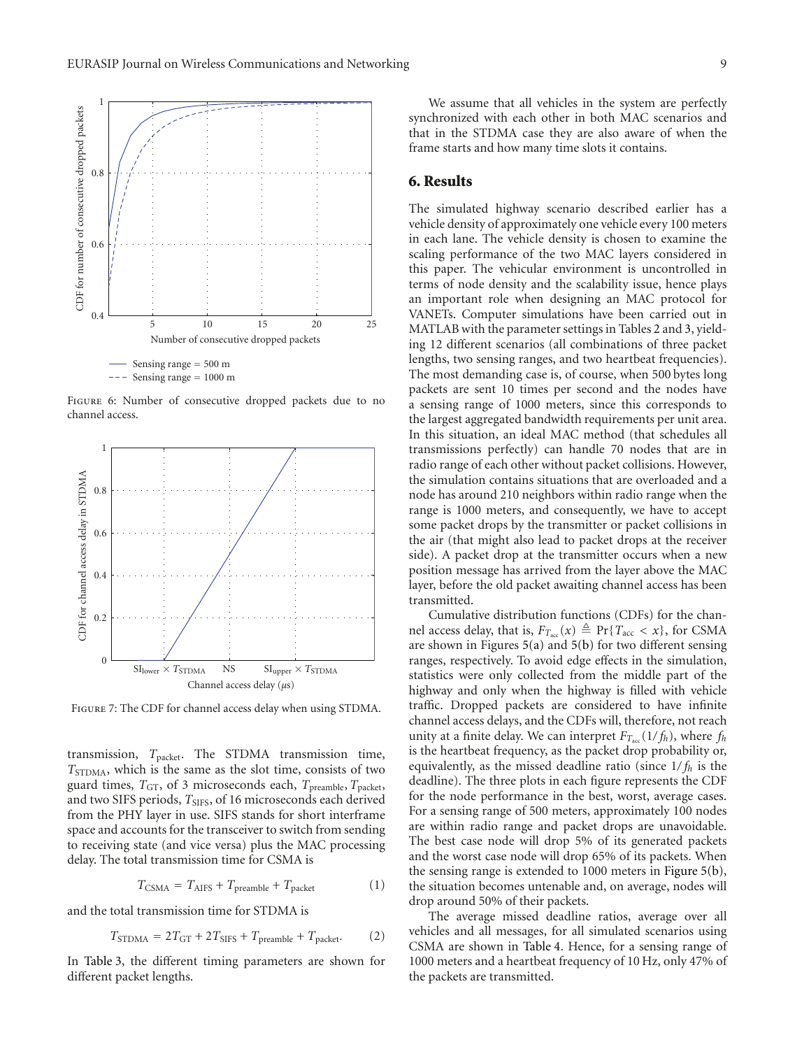Figure 6: Number of consecutive dropped packets due to no channel access.

Figure 7: The CDF for channel access delay when using STDMA.

transmission, $T_{\text{packet}}$. The STDMA transmission time, $T_{\text{STDMA}}$, which is the same as the slot time, consists of two guard times, $T_{\text{GT}}$, of 3 microseconds each, $T_{\text{preamble}}$, $T_{\text{packet}}$, and two SIFS periods, $T_{\text{SIFS}}$, of 16 microseconds each derived from the PHY layer in use. SIFS stands for short interframe space and accounts for the transceiver to switch from sending to receiving state (and vice versa) plus the MAC processing delay. The total transmission time for CSMA is

$$T_{\text{CSMA}} = T_{\text{AIFS}} + T_{\text{preamble}} + T_{\text{packet}} \quad (1)$$

and the total transmission time for STDMA is

$$T_{\text{STDMA}} = 2T_{\text{GT}} + 2T_{\text{SIFS}} + T_{\text{preamble}} + T_{\text{packet}}. \quad (2)$$

In Table 3, the different timing parameters are shown for different packet lengths.

We assume that all vehicles in the system are perfectly synchronized with each other in both MAC scenarios and that in the STDMA case they are also aware of when the frame starts and how many time slots it contains.

## 6. Results

The simulated highway scenario described earlier has a vehicle density of approximately one vehicle every 100 meters in each lane. The vehicle density is chosen to examine the scaling performance of the two MAC layers considered in this paper. The vehicular environment is uncontrolled in terms of node density and the scalability issue, hence plays an important role when designing an MAC protocol for VANETs. Computer simulations have been carried out in MATLAB with the parameter settings in Tables 2 and 3, yielding 12 different scenarios (all combinations of three packet lengths, two sensing ranges, and two heartbeat frequencies). The most demanding case is, of course, when 500 bytes long packets are sent 10 times per second and the nodes have a sensing range of 1000 meters, since this corresponds to the largest aggregated bandwidth requirements per unit area. In this situation, an ideal MAC method (that schedules all transmissions perfectly) can handle 70 nodes that are in radio range of each other without packet collisions. However, the simulation contains situations that are overloaded and a node has around 210 neighbors within radio range when the range is 1000 meters, and consequently, we have to accept some packet drops by the transmitter or packet collisions in the air (that might also lead to packet drops at the receiver side). A packet drop at the transmitter occurs when a new position message has arrived from the layer above the MAC layer, before the old packet awaiting channel access has been transmitted.

Cumulative distribution functions (CDFs) for the channel access delay, that is, $F_{T_{\text{acc}}}(x) \triangleq \Pr\{T_{\text{acc}} < x\}$, for CSMA are shown in Figures 5(a) and 5(b) for two different sensing ranges, respectively. To avoid edge effects in the simulation, statistics were only collected from the middle part of the highway and only when the highway is filled with vehicle traffic. Dropped packets are considered to have infinite channel access delays, and the CDFs will, therefore, not reach unity at a finite delay. We can interpret $F_{T_{\text{acc}}}(1/f_h)$, where $f_h$ is the heartbeat frequency, as the packet drop probability or, equivalently, as the missed deadline ratio (since $1/f_h$ is the deadline). The three plots in each figure represents the CDF for the node performance in the best, worst, average cases. For a sensing range of 500 meters, approximately 100 nodes are within radio range and packet drops are unavoidable. The best case node will drop 5% of its generated packets and the worst case node will drop 65% of its packets. When the sensing range is extended to 1000 meters in Figure 5(b), the situation becomes untenable and, on average, nodes will drop around 50% of their packets.

The average missed deadline ratios, average over all vehicles and all messages, for all simulated scenarios using CSMA are shown in Table 4. Hence, for a sensing range of 1000 meters and a heartbeat frequency of 10 Hz, only 47% of the packets are transmitted.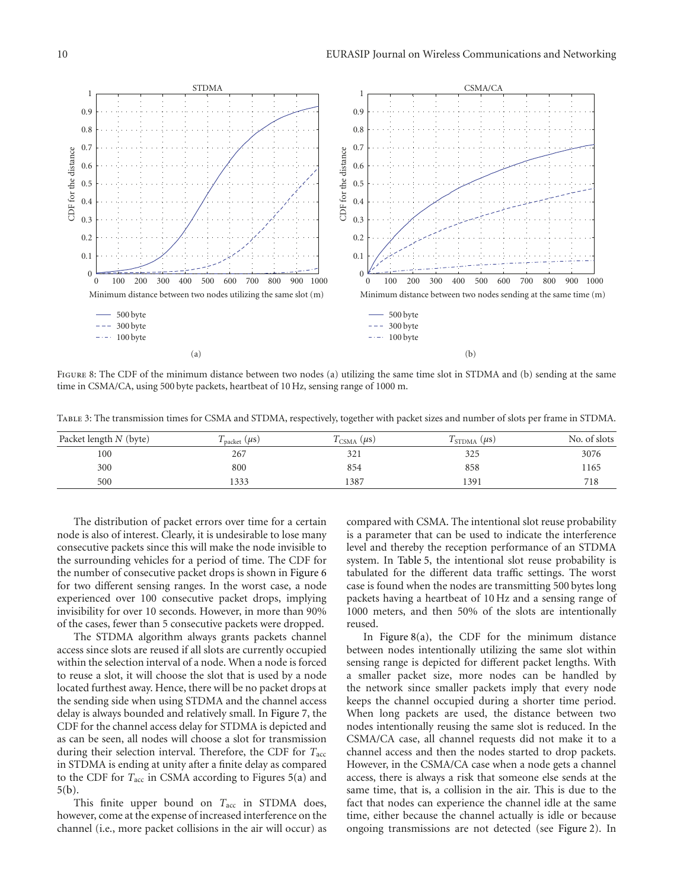STDMA

CDF for the distance

1
0.9
0.8
0.7
0.6
0.5
0.4
0.3
0.2
0.1
0

0 100 200 300 400 500 600 700 800 900 1000

Minimum distance between two nodes utilizing the same slot (m)

500 byte
300 byte
100 byte

(a)

CSMA/CA

CDF for the distance

1
0.9
0.8
0.7
0.6
0.5
0.4
0.3
0.2
0.1
0

0 100 200 300 400 500 600 700 800 900 1000

Minimum distance between two nodes sending at the same time (m)

500 byte
300 byte
100 byte

(b)

Figure 8: The CDF of the minimum distance between two nodes (a) utilizing the same time slot in STDMA and (b) sending at the same time in CSMA/CA, using 500 byte packets, heartbeat of 10 Hz, sensing range of 1000 m.

Table 3: The transmission times for CSMA and STDMA, respectively, together with packet sizes and number of slots per frame in STDMA.

| Packet length $N$ (byte) | $T_{\text{packet}}$ ($\mu$s) | $T_{\text{CSMA}}$ ($\mu$s) | $T_{\text{STDMA}}$ ($\mu$s) | No. of slots |
|---|---|---|---|---|
| 100 | 267 | 321 | 325 | 3076 |
| 300 | 800 | 854 | 858 | 1165 |
| 500 | 1333 | 1387 | 1391 | 718 |

The distribution of packet errors over time for a certain node is also of interest. Clearly, it is undesirable to lose many consecutive packets since this will make the node invisible to the surrounding vehicles for a period of time. The CDF for the number of consecutive packet drops is shown in Figure 6 for two different sensing ranges. In the worst case, a node experienced over 100 consecutive packet drops, implying invisibility for over 10 seconds. However, in more than 90% of the cases, fewer than 5 consecutive packets were dropped.

The STDMA algorithm always grants packets channel access since slots are reused if all slots are currently occupied within the selection interval of a node. When a node is forced to reuse a slot, it will choose the slot that is used by a node located furthest away. Hence, there will be no packet drops at the sending side when using STDMA and the channel access delay is always bounded and relatively small. In Figure 7, the CDF for the channel access delay for STDMA is depicted and as can be seen, all nodes will choose a slot for transmission during their selection interval. Therefore, the CDF for $T_{\text{acc}}$ in STDMA is ending at unity after a finite delay as compared to the CDF for $T_{\text{acc}}$ in CSMA according to Figures 5(a) and 5(b).

This finite upper bound on $T_{\text{acc}}$ in STDMA does, however, come at the expense of increased interference on the channel (i.e., more packet collisions in the air will occur) as compared with CSMA. The intentional slot reuse probability is a parameter that can be used to indicate the interference level and thereby the reception performance of an STDMA system. In Table 5, the intentional slot reuse probability is tabulated for the different data traffic settings. The worst case is found when the nodes are transmitting 500 bytes long packets having a heartbeat of 10 Hz and a sensing range of 1000 meters, and then 50% of the slots are intentionally reused.

In Figure 8(a), the CDF for the minimum distance between nodes intentionally utilizing the same slot within sensing range is depicted for different packet lengths. With a smaller packet size, more nodes can be handled by the network since smaller packets imply that every node keeps the channel occupied during a shorter time period. When long packets are used, the distance between two nodes intentionally reusing the same slot is reduced. In the CSMA/CA case, all channel requests did not make it to a channel access and then the nodes started to drop packets. However, in the CSMA/CA case when a node gets a channel access, there is always a risk that someone else sends at the same time, that is, a collision in the air. This is due to the fact that nodes can experience the channel idle at the same time, either because the channel actually is idle or because ongoing transmissions are not detected (see Figure 2). In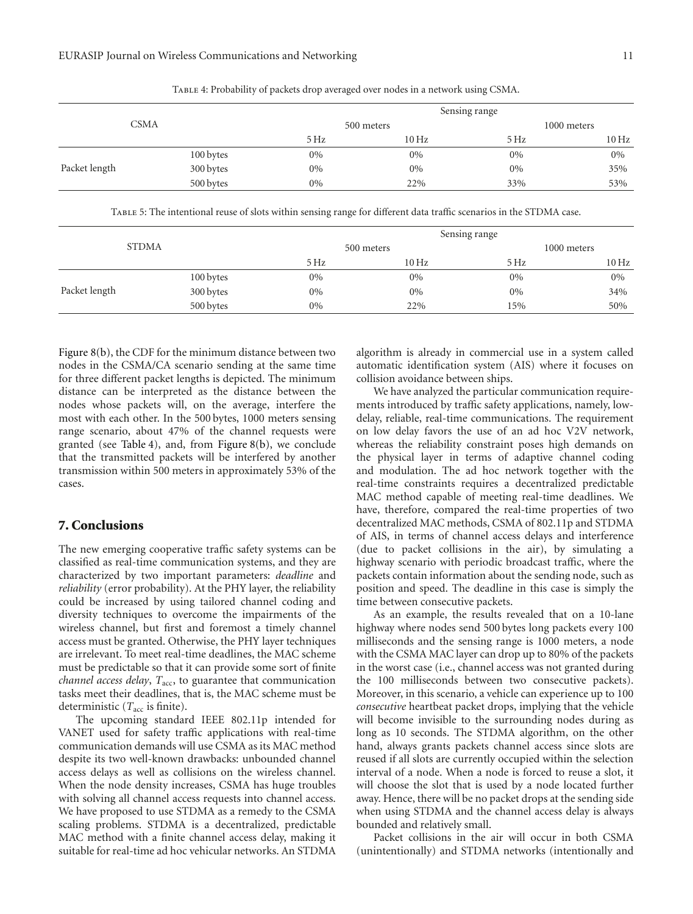Table 4: Probability of packets drop averaged over nodes in a network using CSMA.

| CSMA | | Sensing range | | | |
|---|---|---|---|---|---|
| | | 500 meters | | 1000 meters | |
| | | 5 Hz | 10 Hz | 5 Hz | 10 Hz |
| Packet length | 100 bytes | 0% | 0% | 0% | 0% |
| | 300 bytes | 0% | 0% | 0% | 35% |
| | 500 bytes | 0% | 22% | 33% | 53% |

Table 5: The intentional reuse of slots within sensing range for different data traffic scenarios in the STDMA case.

| STDMA | | Sensing range | | | |
|---|---|---|---|---|---|
| | | 500 meters | | 1000 meters | |
| | | 5 Hz | 10 Hz | 5 Hz | 10 Hz |
| Packet length | 100 bytes | 0% | 0% | 0% | 0% |
| | 300 bytes | 0% | 0% | 0% | 34% |
| | 500 bytes | 0% | 22% | 15% | 50% |

Figure 8(b), the CDF for the minimum distance between two nodes in the CSMA/CA scenario sending at the same time for three different packet lengths is depicted. The minimum distance can be interpreted as the distance between the nodes whose packets will, on the average, interfere the most with each other. In the 500 bytes, 1000 meters sensing range scenario, about 47% of the channel requests were granted (see Table 4), and, from Figure 8(b), we conclude that the transmitted packets will be interfered by another transmission within 500 meters in approximately 53% of the cases.

## 7. Conclusions

The new emerging cooperative traffic safety systems can be classified as real-time communication systems, and they are characterized by two important parameters: *deadline* and *reliability* (error probability). At the PHY layer, the reliability could be increased by using tailored channel coding and diversity techniques to overcome the impairments of the wireless channel, but first and foremost a timely channel access must be granted. Otherwise, the PHY layer techniques are irrelevant. To meet real-time deadlines, the MAC scheme must be predictable so that it can provide some sort of finite *channel access delay*, $T_{\text{acc}}$, to guarantee that communication tasks meet their deadlines, that is, the MAC scheme must be deterministic ($T_{\text{acc}}$ is finite).

The upcoming standard IEEE 802.11p intended for VANET used for safety traffic applications with real-time communication demands will use CSMA as its MAC method despite its two well-known drawbacks: unbounded channel access delays as well as collisions on the wireless channel. When the node density increases, CSMA has huge troubles with solving all channel access requests into channel access. We have proposed to use STDMA as a remedy to the CSMA scaling problems. STDMA is a decentralized, predictable MAC method with a finite channel access delay, making it suitable for real-time ad hoc vehicular networks. An STDMA algorithm is already in commercial use in a system called automatic identification system (AIS) where it focuses on collision avoidance between ships.

We have analyzed the particular communication requirements introduced by traffic safety applications, namely, low-delay, reliable, real-time communications. The requirement on low delay favors the use of an ad hoc V2V network, whereas the reliability constraint poses high demands on the physical layer in terms of adaptive channel coding and modulation. The ad hoc network together with the real-time constraints requires a decentralized predictable MAC method capable of meeting real-time deadlines. We have, therefore, compared the real-time properties of two decentralized MAC methods, CSMA of 802.11p and STDMA of AIS, in terms of channel access delays and interference (due to packet collisions in the air), by simulating a highway scenario with periodic broadcast traffic, where the packets contain information about the sending node, such as position and speed. The deadline in this case is simply the time between consecutive packets.

As an example, the results revealed that on a 10-lane highway where nodes send 500 bytes long packets every 100 milliseconds and the sensing range is 1000 meters, a node with the CSMA MAC layer can drop up to 80% of the packets in the worst case (i.e., channel access was not granted during the 100 milliseconds between two consecutive packets). Moreover, in this scenario, a vehicle can experience up to 100 *consecutive* heartbeat packet drops, implying that the vehicle will become invisible to the surrounding nodes during as long as 10 seconds. The STDMA algorithm, on the other hand, always grants packets channel access since slots are reused if all slots are currently occupied within the selection interval of a node. When a node is forced to reuse a slot, it will choose the slot that is used by a node located further away. Hence, there will be no packet drops at the sending side when using STDMA and the channel access delay is always bounded and relatively small.

Packet collisions in the air will occur in both CSMA (unintentionally) and STDMA networks (intentionally and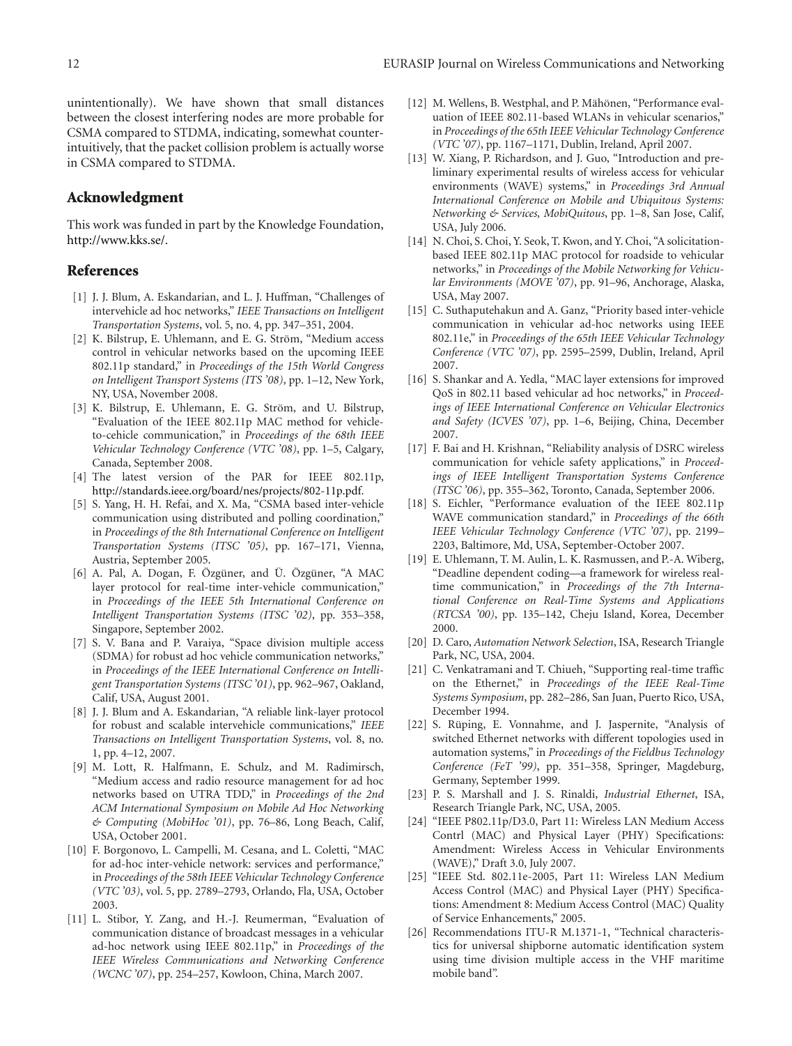unintentionally). We have shown that small distances between the closest interfering nodes are more probable for CSMA compared to STDMA, indicating, somewhat counter-intuitively, that the packet collision problem is actually worse in CSMA compared to STDMA.

## Acknowledgment

This work was funded in part by the Knowledge Foundation, http://www.kks.se/.

## References

[1] J. J. Blum, A. Eskandarian, and L. J. Huffman, "Challenges of intervehicle ad hoc networks," *IEEE Transactions on Intelligent Transportation Systems*, vol. 5, no. 4, pp. 347–351, 2004.

[2] K. Bilstrup, E. Uhlemann, and E. G. Ström, "Medium access control in vehicular networks based on the upcoming IEEE 802.11p standard," in *Proceedings of the 15th World Congress on Intelligent Transport Systems (ITS '08)*, pp. 1–12, New York, NY, USA, November 2008.

[3] K. Bilstrup, E. Uhlemann, E. G. Ström, and U. Bilstrup, "Evaluation of the IEEE 802.11p MAC method for vehicle-to-cehicle communication," in *Proceedings of the 68th IEEE Vehicular Technology Conference (VTC '08)*, pp. 1–5, Calgary, Canada, September 2008.

[4] The latest version of the PAR for IEEE 802.11p, http://standards.ieee.org/board/nes/projects/802-11p.pdf.

[5] S. Yang, H. H. Refai, and X. Ma, "CSMA based inter-vehicle communication using distributed and polling coordination," in *Proceedings of the 8th International Conference on Intelligent Transportation Systems (ITSC '05)*, pp. 167–171, Vienna, Austria, September 2005.

[6] A. Pal, A. Dogan, F. Özgüner, and Ü. Özgüner, "A MAC layer protocol for real-time inter-vehicle communication," in *Proceedings of the IEEE 5th International Conference on Intelligent Transportation Systems (ITSC '02)*, pp. 353–358, Singapore, September 2002.

[7] S. V. Bana and P. Varaiya, "Space division multiple access (SDMA) for robust ad hoc vehicle communication networks," in *Proceedings of the IEEE International Conference on Intelligent Transportation Systems (ITSC '01)*, pp. 962–967, Oakland, Calif, USA, August 2001.

[8] J. J. Blum and A. Eskandarian, "A reliable link-layer protocol for robust and scalable intervehicle communications," *IEEE Transactions on Intelligent Transportation Systems*, vol. 8, no. 1, pp. 4–12, 2007.

[9] M. Lott, R. Halfmann, E. Schulz, and M. Radimirsch, "Medium access and radio resource management for ad hoc networks based on UTRA TDD," in *Proceedings of the 2nd ACM International Symposium on Mobile Ad Hoc Networking & Computing (MobiHoc '01)*, pp. 76–86, Long Beach, Calif, USA, October 2001.

[10] F. Borgonovo, L. Campelli, M. Cesana, and L. Coletti, "MAC for ad-hoc inter-vehicle network: services and performance," in *Proceedings of the 58th IEEE Vehicular Technology Conference (VTC '03)*, vol. 5, pp. 2789–2793, Orlando, Fla, USA, October 2003.

[11] L. Stibor, Y. Zang, and H.-J. Reumerman, "Evaluation of communication distance of broadcast messages in a vehicular ad-hoc network using IEEE 802.11p," in *Proceedings of the IEEE Wireless Communications and Networking Conference (WCNC '07)*, pp. 254–257, Kowloon, China, March 2007.

[12] M. Wellens, B. Westphal, and P. Mähönen, "Performance evaluation of IEEE 802.11-based WLANs in vehicular scenarios," in *Proceedings of the 65th IEEE Vehicular Technology Conference (VTC '07)*, pp. 1167–1171, Dublin, Ireland, April 2007.

[13] W. Xiang, P. Richardson, and J. Guo, "Introduction and preliminary experimental results of wireless access for vehicular environments (WAVE) systems," in *Proceedings 3rd Annual International Conference on Mobile and Ubiquitous Systems: Networking & Services, MobiQuitous*, pp. 1–8, San Jose, Calif, USA, July 2006.

[14] N. Choi, S. Choi, Y. Seok, T. Kwon, and Y. Choi, "A solicitation-based IEEE 802.11p MAC protocol for roadside to vehicular networks," in *Proceedings of the Mobile Networking for Vehicular Environments (MOVE '07)*, pp. 91–96, Anchorage, Alaska, USA, May 2007.

[15] C. Suthaputehakun and A. Ganz, "Priority based inter-vehicle communication in vehicular ad-hoc networks using IEEE 802.11e," in *Proceedings of the 65th IEEE Vehicular Technology Conference (VTC '07)*, pp. 2595–2599, Dublin, Ireland, April 2007.

[16] S. Shankar and A. Yedla, "MAC layer extensions for improved QoS in 802.11 based vehicular ad hoc networks," in *Proceedings of IEEE International Conference on Vehicular Electronics and Safety (ICVES '07)*, pp. 1–6, Beijing, China, December 2007.

[17] F. Bai and H. Krishnan, "Reliability analysis of DSRC wireless communication for vehicle safety applications," in *Proceedings of IEEE Intelligent Transportation Systems Conference (ITSC '06)*, pp. 355–362, Toronto, Canada, September 2006.

[18] S. Eichler, "Performance evaluation of the IEEE 802.11p WAVE communication standard," in *Proceedings of the 66th IEEE Vehicular Technology Conference (VTC '07)*, pp. 2199–2203, Baltimore, Md, USA, September-October 2007.

[19] E. Uhlemann, T. M. Aulin, L. K. Rasmussen, and P.-A. Wiberg, "Deadline dependent coding—a framework for wireless real-time communication," in *Proceedings of the 7th International Conference on Real-Time Systems and Applications (RTCSA '00)*, pp. 135–142, Cheju Island, Korea, December 2000.

[20] D. Caro, *Automation Network Selection*, ISA, Research Triangle Park, NC, USA, 2004.

[21] C. Venkatramani and T. Chiueh, "Supporting real-time traffic on the Ethernet," in *Proceedings of the IEEE Real-Time Systems Symposium*, pp. 282–286, San Juan, Puerto Rico, USA, December 1994.

[22] S. Rüping, E. Vonnahme, and J. Jaspernite, "Analysis of switched Ethernet networks with different topologies used in automation systems," in *Proceedings of the Fieldbus Technology Conference (FeT '99)*, pp. 351–358, Springer, Magdeburg, Germany, September 1999.

[23] P. S. Marshall and J. S. Rinaldi, *Industrial Ethernet*, ISA, Research Triangle Park, NC, USA, 2005.

[24] "IEEE P802.11p/D3.0, Part 11: Wireless LAN Medium Access Contrl (MAC) and Physical Layer (PHY) Specifications: Amendment: Wireless Access in Vehicular Environments (WAVE)," Draft 3.0, July 2007.

[25] "IEEE Std. 802.11e-2005, Part 11: Wireless LAN Medium Access Control (MAC) and Physical Layer (PHY) Specifications: Amendment 8: Medium Access Control (MAC) Quality of Service Enhancements," 2005.

[26] Recommendations ITU-R M.1371-1, "Technical characteristics for universal shipborne automatic identification system using time division multiple access in the VHF maritime mobile band".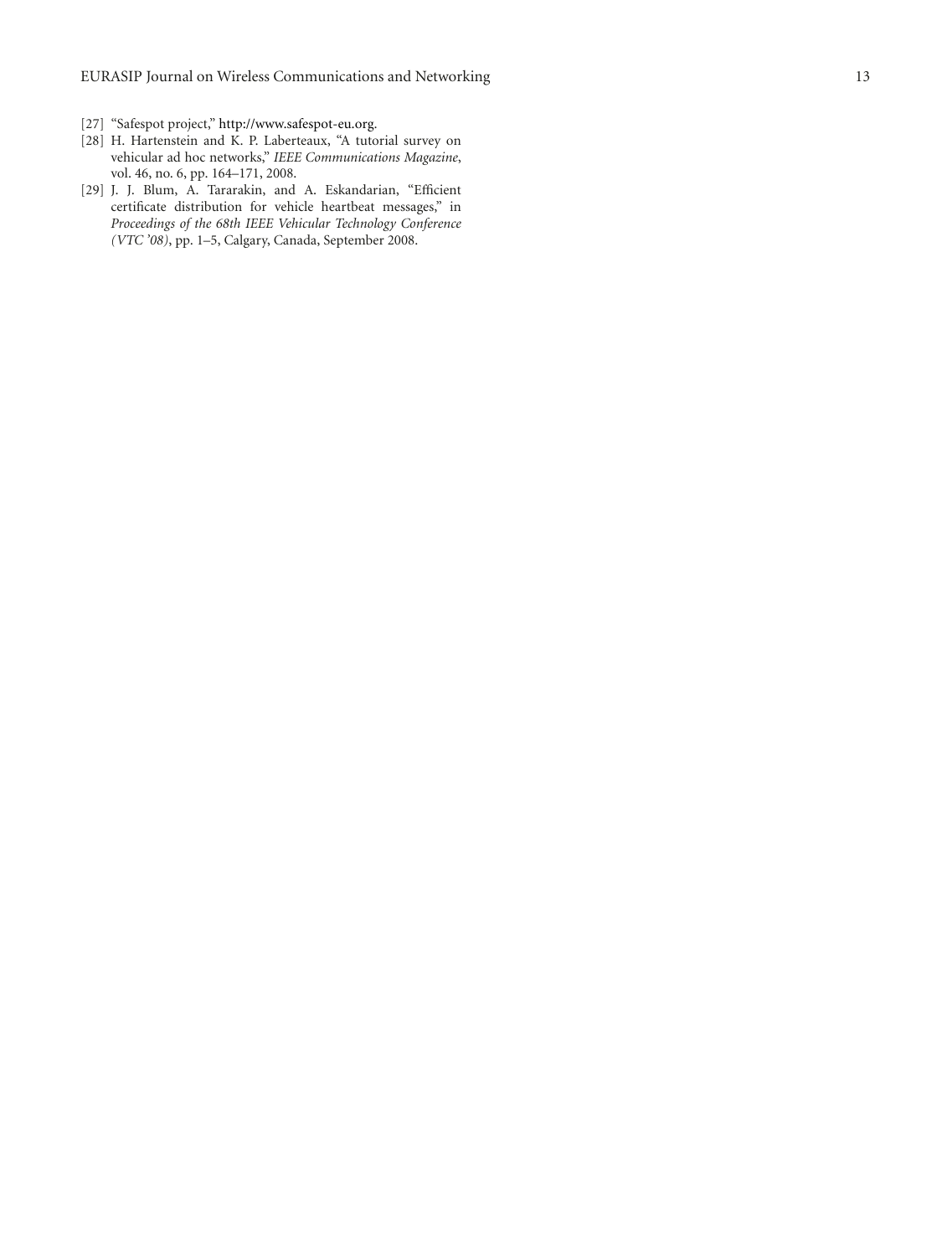[27] "Safespot project," http://www.safespot-eu.org.

[28] H. Hartenstein and K. P. Laberteaux, "A tutorial survey on vehicular ad hoc networks," *IEEE Communications Magazine*, vol. 46, no. 6, pp. 164–171, 2008.

[29] J. J. Blum, A. Tararakin, and A. Eskandarian, "Efficient certificate distribution for vehicle heartbeat messages," in *Proceedings of the 68th IEEE Vehicular Technology Conference (VTC '08)*, pp. 1–5, Calgary, Canada, September 2008.